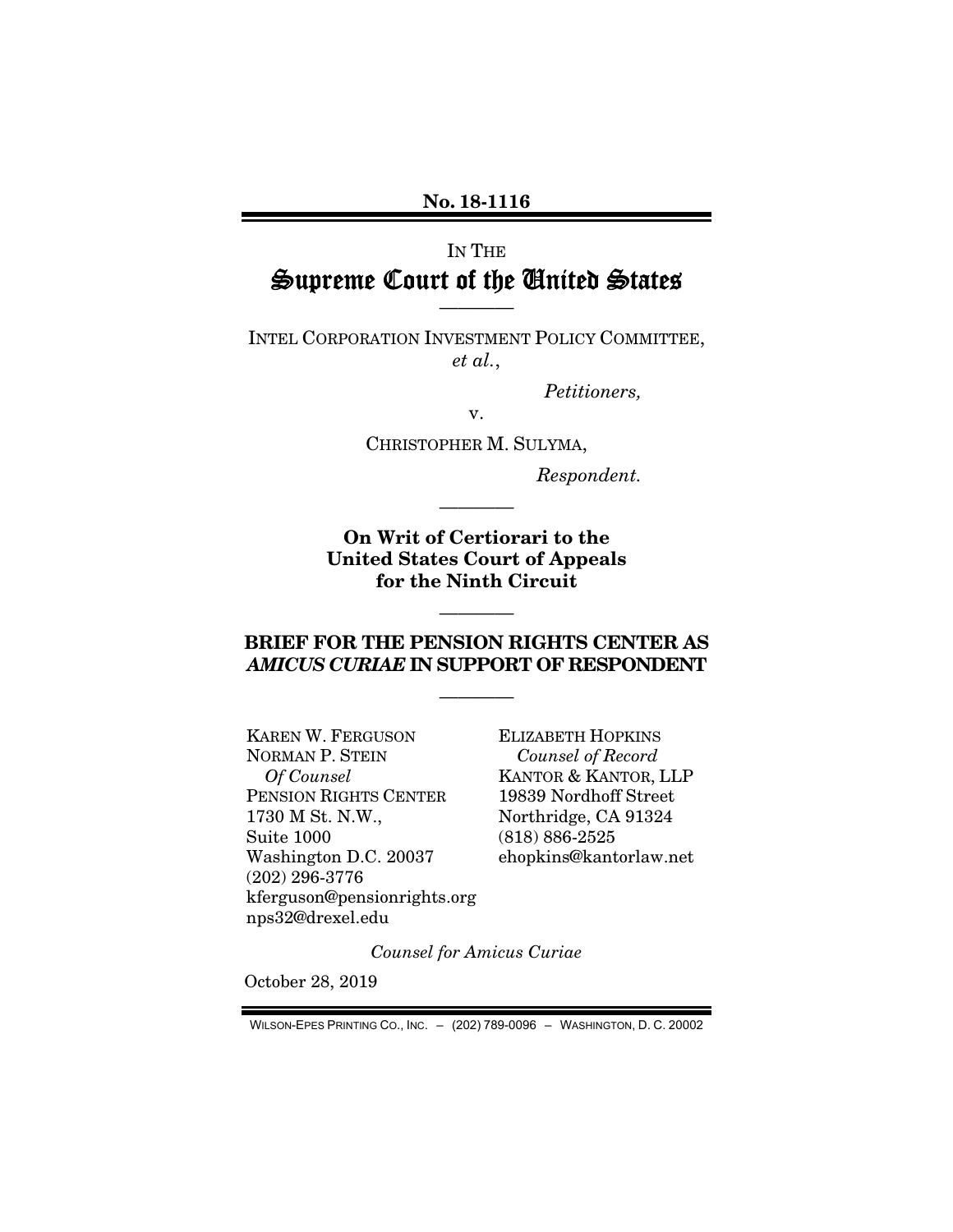**No. 18-1116**

IN THE

# Supreme Court of the United States

---

INTEL CORPORATION INVESTMENT POLICY COMMITTEE, *et al.*,

*Petitioners,*

v.

CHRISTOPHER M. SULYMA,

*Respondent.*

---

**On Writ of Certiorari to the United States Court of Appeals for the Ninth Circuit**

---

**BRIEF FOR THE PENSION RIGHTS CENTER AS *AMICUS CURIAE* IN SUPPORT OF RESPONDENT**

---

KAREN W. FERGUSON
NORMAN P. STEIN
*Of Counsel*
PENSION RIGHTS CENTER
1730 M St. N.W.,
Suite 1000
Washington D.C. 20037
(202) 296-3776
kferguson@pensionrights.org
nps32@drexel.edu

ELIZABETH HOPKINS
*Counsel of Record*
KANTOR & KANTOR, LLP
19839 Nordhoff Street
Northridge, CA 91324
(818) 886-2525
ehopkins@kantorlaw.net

*Counsel for Amicus Curiae*

October 28, 2019

WILSON-EPES PRINTING CO., INC. – (202) 789-0096 – WASHINGTON, D. C. 20002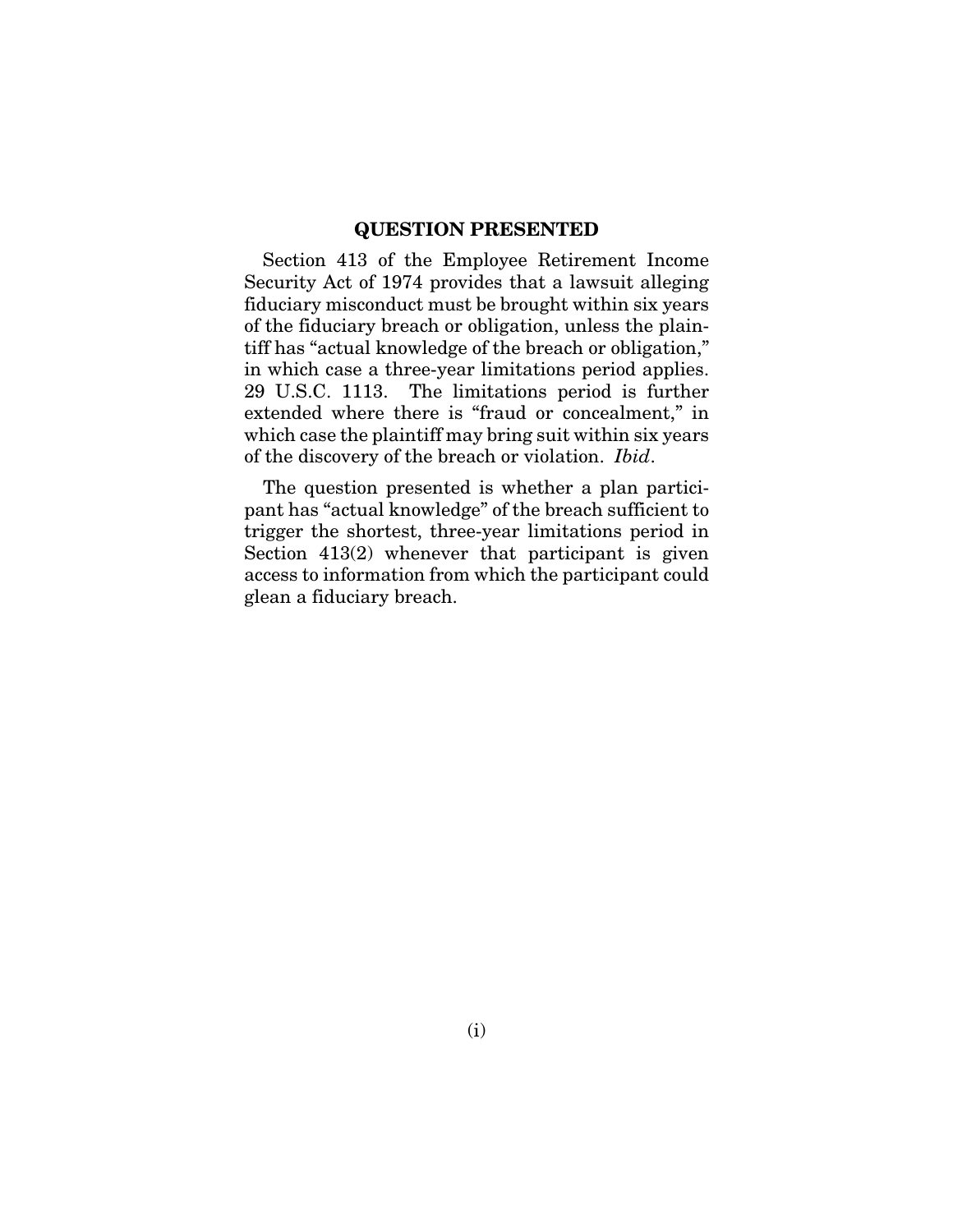## QUESTION PRESENTED

Section 413 of the Employee Retirement Income Security Act of 1974 provides that a lawsuit alleging fiduciary misconduct must be brought within six years of the fiduciary breach or obligation, unless the plaintiff has "actual knowledge of the breach or obligation," in which case a three-year limitations period applies. 29 U.S.C. 1113. The limitations period is further extended where there is "fraud or concealment," in which case the plaintiff may bring suit within six years of the discovery of the breach or violation. *Ibid*.

The question presented is whether a plan participant has "actual knowledge" of the breach sufficient to trigger the shortest, three-year limitations period in Section 413(2) whenever that participant is given access to information from which the participant could glean a fiduciary breach.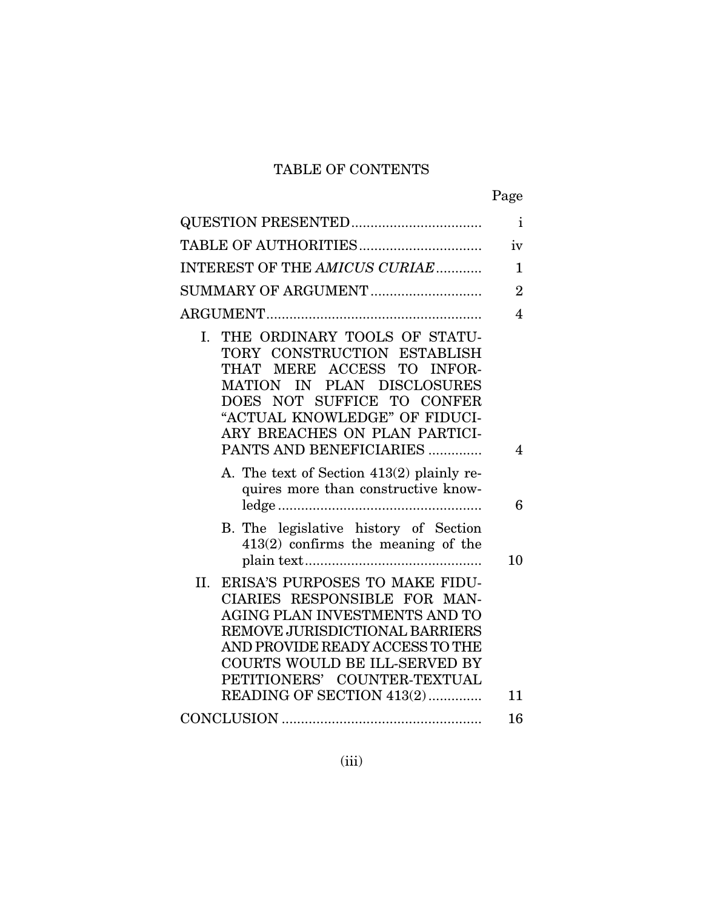# TABLE OF CONTENTS

| | Page |
|---|---|
| QUESTION PRESENTED | i |
| TABLE OF AUTHORITIES | iv |
| INTEREST OF THE *AMICUS CURIAE* | 1 |
| SUMMARY OF ARGUMENT | 2 |
| ARGUMENT | 4 |
| I. THE ORDINARY TOOLS OF STATUTORY CONSTRUCTION ESTABLISH THAT MERE ACCESS TO INFORMATION IN PLAN DISCLOSURES DOES NOT SUFFICE TO CONFER "ACTUAL KNOWLEDGE" OF FIDUCIARY BREACHES ON PLAN PARTICIPANTS AND BENEFICIARIES | 4 |
| A. The text of Section 413(2) plainly requires more than constructive knowledge | 6 |
| B. The legislative history of Section 413(2) confirms the meaning of the plain text | 10 |
| II. ERISA'S PURPOSES TO MAKE FIDUCIARIES RESPONSIBLE FOR MANAGING PLAN INVESTMENTS AND TO REMOVE JURISDICTIONAL BARRIERS AND PROVIDE READY ACCESS TO THE COURTS WOULD BE ILL-SERVED BY PETITIONERS' COUNTER-TEXTUAL READING OF SECTION 413(2) | 11 |
| CONCLUSION | 16 |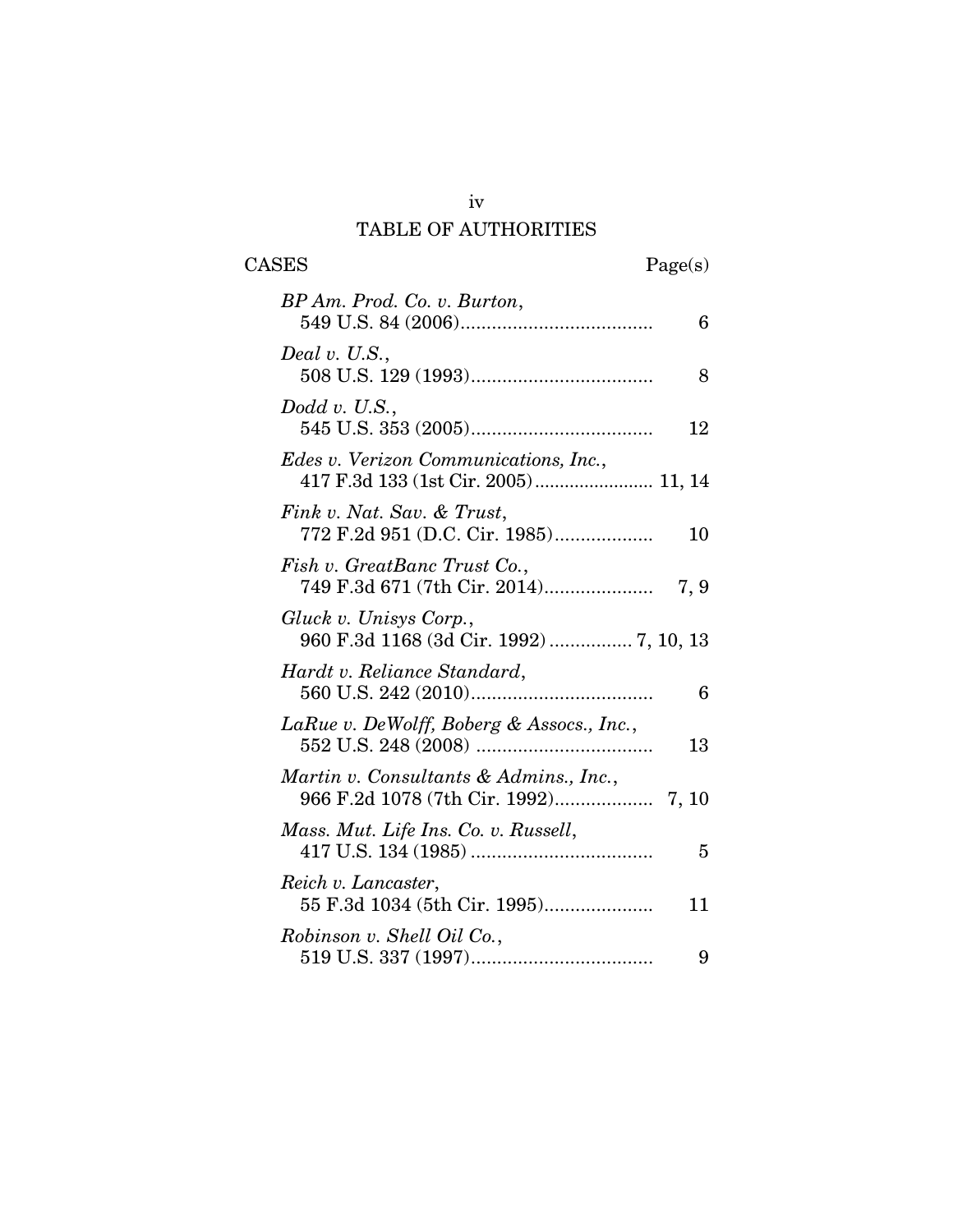# TABLE OF AUTHORITIES

| CASES | Page(s) |
|---|---|
| *BP Am. Prod. Co. v. Burton*, 549 U.S. 84 (2006) | 6 |
| *Deal v. U.S.*, 508 U.S. 129 (1993) | 8 |
| *Dodd v. U.S.*, 545 U.S. 353 (2005) | 12 |
| *Edes v. Verizon Communications, Inc.*, 417 F.3d 133 (1st Cir. 2005) | 11, 14 |
| *Fink v. Nat. Sav. & Trust*, 772 F.2d 951 (D.C. Cir. 1985) | 10 |
| *Fish v. GreatBanc Trust Co.*, 749 F.3d 671 (7th Cir. 2014) | 7, 9 |
| *Gluck v. Unisys Corp.*, 960 F.3d 1168 (3d Cir. 1992) | 7, 10, 13 |
| *Hardt v. Reliance Standard*, 560 U.S. 242 (2010) | 6 |
| *LaRue v. DeWolff, Boberg & Assocs., Inc.*, 552 U.S. 248 (2008) | 13 |
| *Martin v. Consultants & Admins., Inc.*, 966 F.2d 1078 (7th Cir. 1992) | 7, 10 |
| *Mass. Mut. Life Ins. Co. v. Russell*, 417 U.S. 134 (1985) | 5 |
| *Reich v. Lancaster*, 55 F.3d 1034 (5th Cir. 1995) | 11 |
| *Robinson v. Shell Oil Co.*, 519 U.S. 337 (1997) | 9 |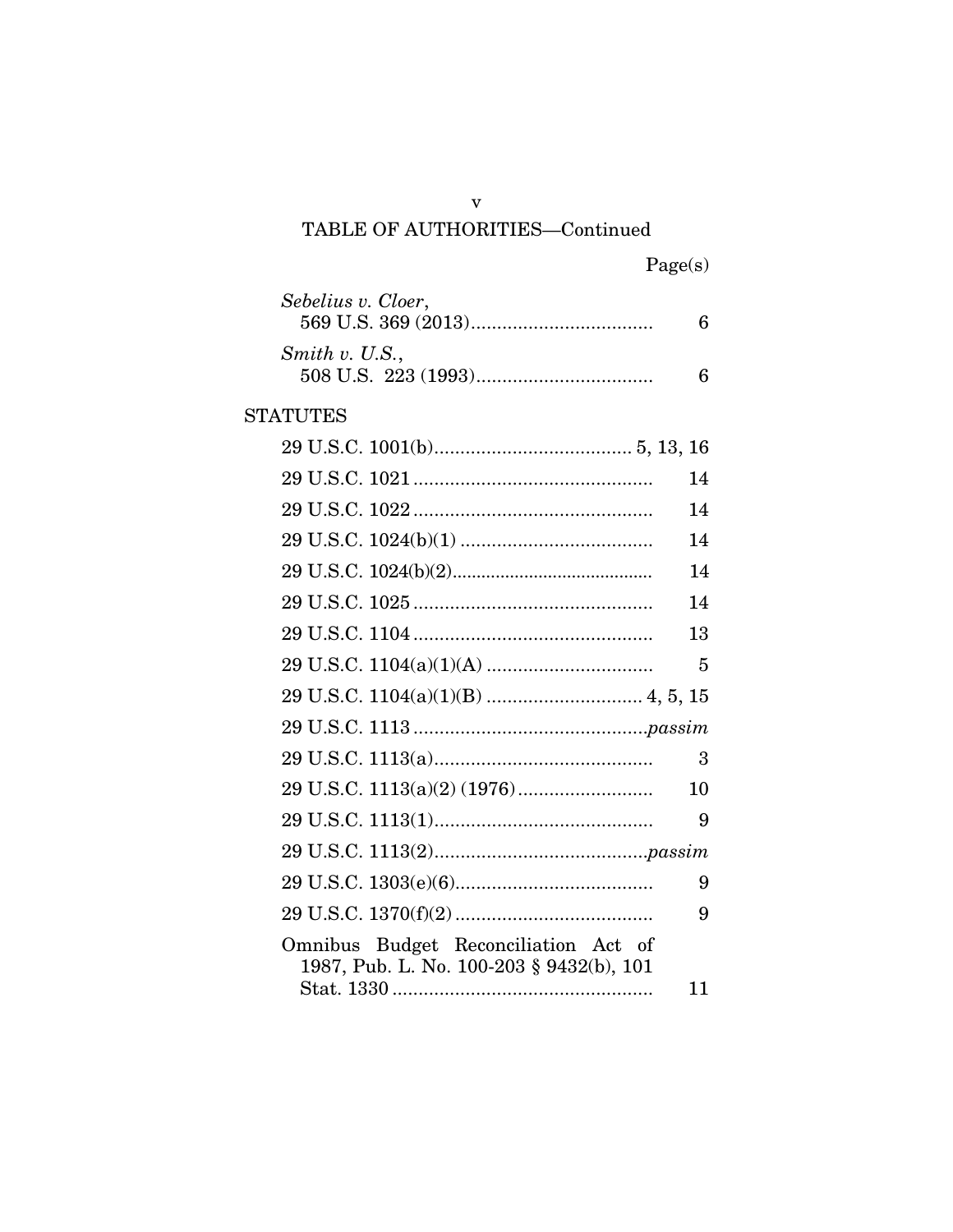TABLE OF AUTHORITIES—Continued

Page(s)

*Sebelius v. Cloer*,
569 U.S. 369 (2013) .................................. 6

*Smith v. U.S.*,
508 U.S. 223 (1993) .................................. 6

STATUTES

29 U.S.C. 1001(b) ...................................... 5, 13, 16

29 U.S.C. 1021 .............................................. 14

29 U.S.C. 1022 .............................................. 14

29 U.S.C. 1024(b)(1) .................................... 14

29 U.S.C. 1024(b)(2) ..................................... 14

29 U.S.C. 1025 .............................................. 14

29 U.S.C. 1104 .............................................. 13

29 U.S.C. 1104(a)(1)(A) ................................ 5

29 U.S.C. 1104(a)(1)(B) .............................. 4, 5, 15

29 U.S.C. 1113 ............................................. *passim*

29 U.S.C. 1113(a) .......................................... 3

29 U.S.C. 1113(a)(2) (1976) .......................... 10

29 U.S.C. 1113(1) .......................................... 9

29 U.S.C. 1113(2) ......................................... *passim*

29 U.S.C. 1303(e)(6) ...................................... 9

29 U.S.C. 1370(f)(2) ...................................... 9

Omnibus Budget Reconciliation Act of 1987, Pub. L. No. 100-203 § 9432(b), 101 Stat. 1330 ................................................. 11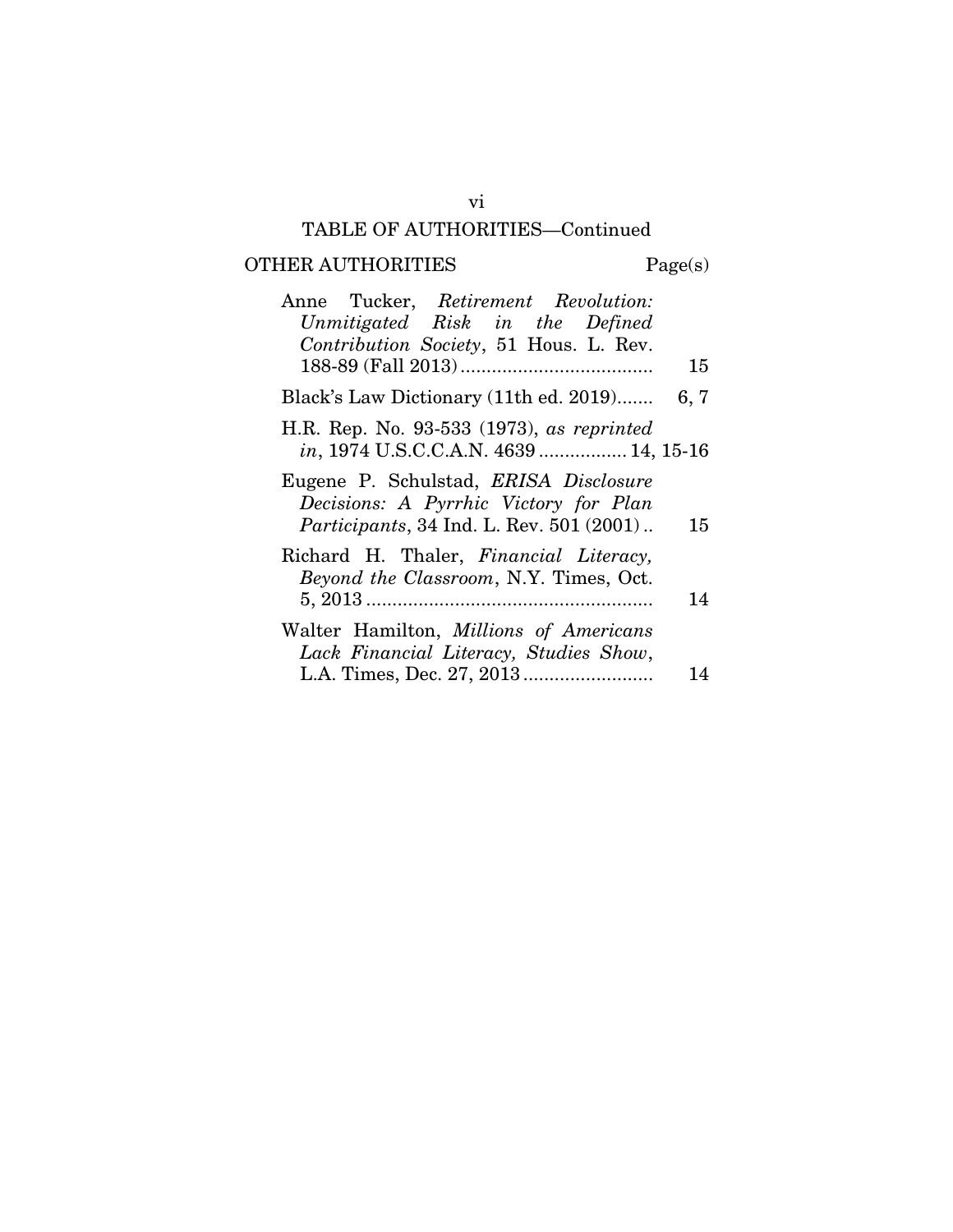## TABLE OF AUTHORITIES—Continued

| OTHER AUTHORITIES | Page(s) |
|---|---|
| Anne Tucker, *Retirement Revolution: Unmitigated Risk in the Defined Contribution Society*, 51 Hous. L. Rev. 188-89 (Fall 2013) | 15 |
| Black's Law Dictionary (11th ed. 2019) | 6, 7 |
| H.R. Rep. No. 93-533 (1973), *as reprinted in*, 1974 U.S.C.C.A.N. 4639 | 14, 15-16 |
| Eugene P. Schulstad, *ERISA Disclosure Decisions: A Pyrrhic Victory for Plan Participants*, 34 Ind. L. Rev. 501 (2001) | 15 |
| Richard H. Thaler, *Financial Literacy, Beyond the Classroom*, N.Y. Times, Oct. 5, 2013 | 14 |
| Walter Hamilton, *Millions of Americans Lack Financial Literacy, Studies Show*, L.A. Times, Dec. 27, 2013 | 14 |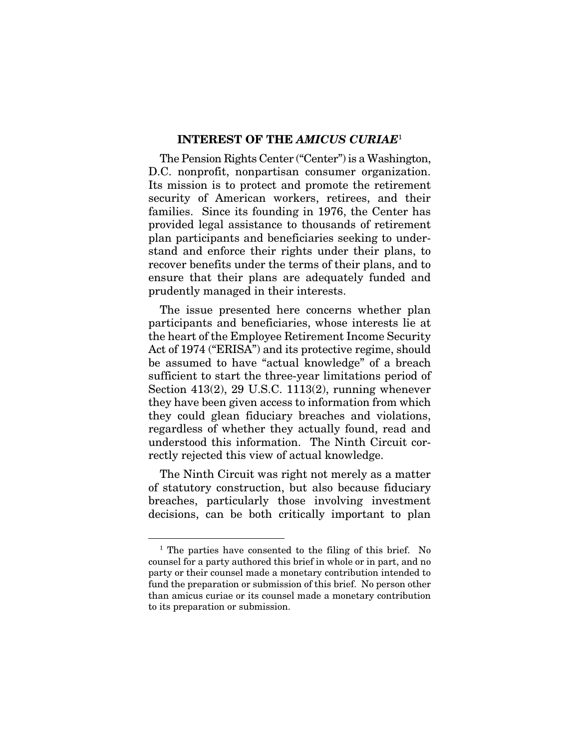## INTEREST OF THE *AMICUS CURIAE*[1]

The Pension Rights Center ("Center") is a Washington, D.C. nonprofit, nonpartisan consumer organization. Its mission is to protect and promote the retirement security of American workers, retirees, and their families. Since its founding in 1976, the Center has provided legal assistance to thousands of retirement plan participants and beneficiaries seeking to understand and enforce their rights under their plans, to recover benefits under the terms of their plans, and to ensure that their plans are adequately funded and prudently managed in their interests.

The issue presented here concerns whether plan participants and beneficiaries, whose interests lie at the heart of the Employee Retirement Income Security Act of 1974 ("ERISA") and its protective regime, should be assumed to have "actual knowledge" of a breach sufficient to start the three-year limitations period of Section 413(2), 29 U.S.C. 1113(2), running whenever they have been given access to information from which they could glean fiduciary breaches and violations, regardless of whether they actually found, read and understood this information. The Ninth Circuit correctly rejected this view of actual knowledge.

The Ninth Circuit was right not merely as a matter of statutory construction, but also because fiduciary breaches, particularly those involving investment decisions, can be both critically important to plan

---

[1] The parties have consented to the filing of this brief. No counsel for a party authored this brief in whole or in part, and no party or their counsel made a monetary contribution intended to fund the preparation or submission of this brief. No person other than amicus curiae or its counsel made a monetary contribution to its preparation or submission.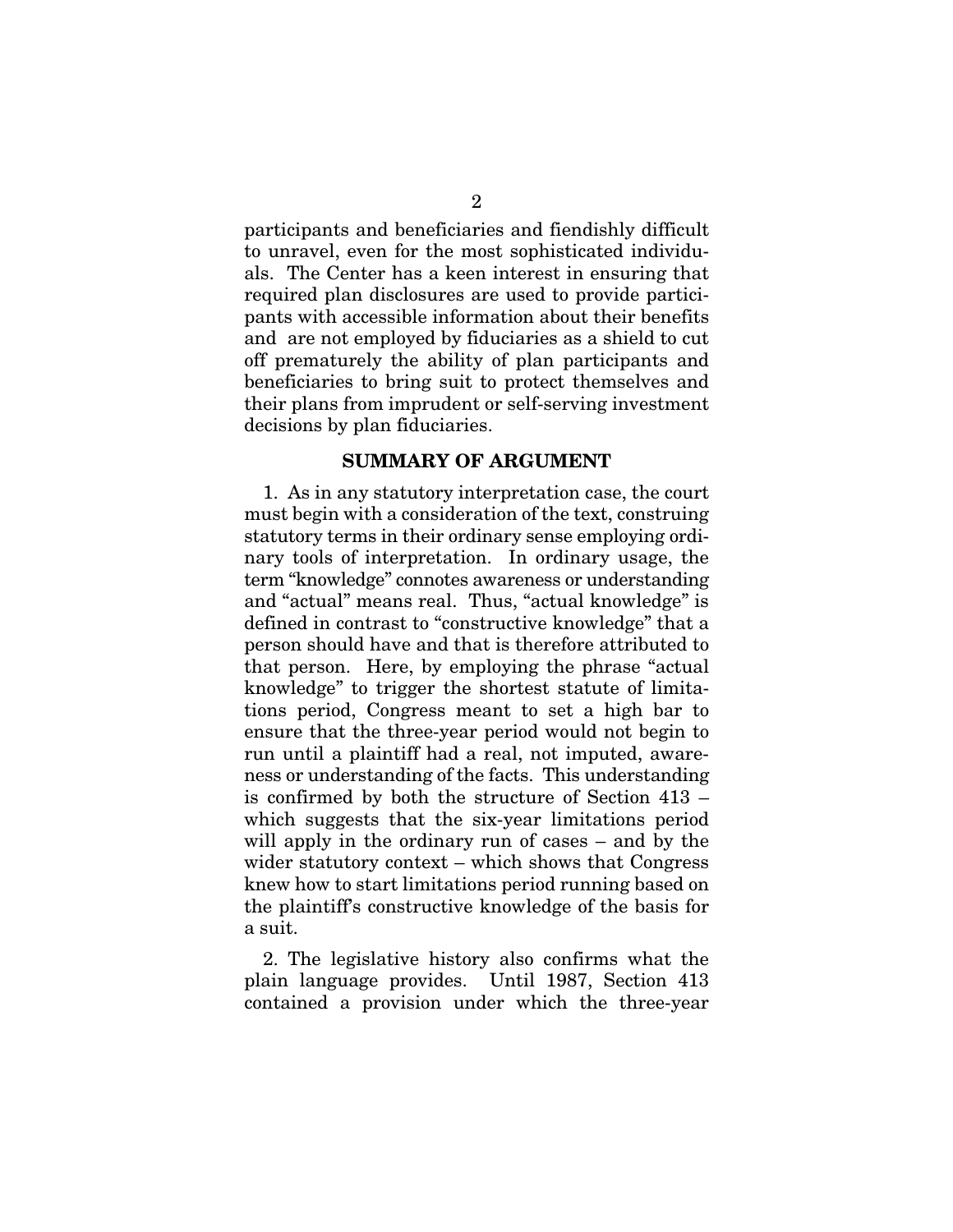participants and beneficiaries and fiendishly difficult to unravel, even for the most sophisticated individuals. The Center has a keen interest in ensuring that required plan disclosures are used to provide participants with accessible information about their benefits and are not employed by fiduciaries as a shield to cut off prematurely the ability of plan participants and beneficiaries to bring suit to protect themselves and their plans from imprudent or self-serving investment decisions by plan fiduciaries.

## SUMMARY OF ARGUMENT

1. As in any statutory interpretation case, the court must begin with a consideration of the text, construing statutory terms in their ordinary sense employing ordinary tools of interpretation. In ordinary usage, the term "knowledge" connotes awareness or understanding and "actual" means real. Thus, "actual knowledge" is defined in contrast to "constructive knowledge" that a person should have and that is therefore attributed to that person. Here, by employing the phrase "actual knowledge" to trigger the shortest statute of limitations period, Congress meant to set a high bar to ensure that the three-year period would not begin to run until a plaintiff had a real, not imputed, awareness or understanding of the facts. This understanding is confirmed by both the structure of Section 413 – which suggests that the six-year limitations period will apply in the ordinary run of cases – and by the wider statutory context – which shows that Congress knew how to start limitations period running based on the plaintiff's constructive knowledge of the basis for a suit.

2. The legislative history also confirms what the plain language provides. Until 1987, Section 413 contained a provision under which the three-year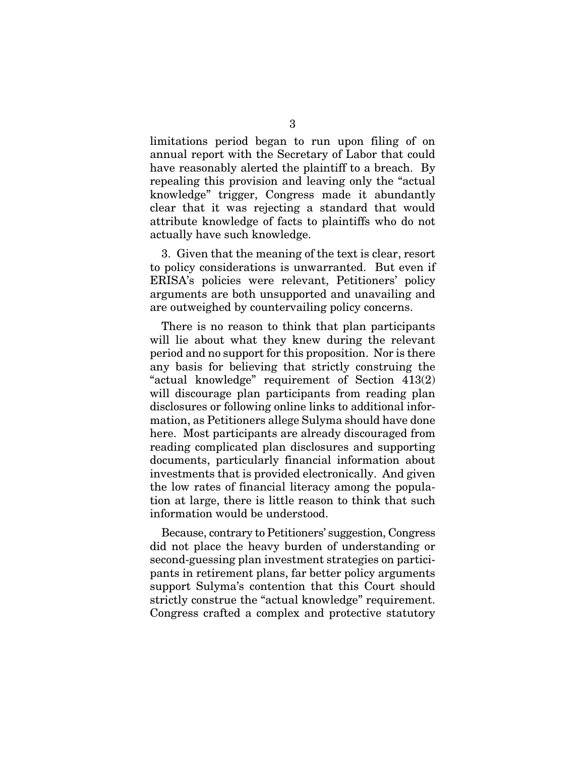limitations period began to run upon filing of on annual report with the Secretary of Labor that could have reasonably alerted the plaintiff to a breach. By repealing this provision and leaving only the "actual knowledge" trigger, Congress made it abundantly clear that it was rejecting a standard that would attribute knowledge of facts to plaintiffs who do not actually have such knowledge.

3. Given that the meaning of the text is clear, resort to policy considerations is unwarranted. But even if ERISA's policies were relevant, Petitioners' policy arguments are both unsupported and unavailing and are outweighed by countervailing policy concerns.

There is no reason to think that plan participants will lie about what they knew during the relevant period and no support for this proposition. Nor is there any basis for believing that strictly construing the "actual knowledge" requirement of Section 413(2) will discourage plan participants from reading plan disclosures or following online links to additional information, as Petitioners allege Sulyma should have done here. Most participants are already discouraged from reading complicated plan disclosures and supporting documents, particularly financial information about investments that is provided electronically. And given the low rates of financial literacy among the population at large, there is little reason to think that such information would be understood.

Because, contrary to Petitioners' suggestion, Congress did not place the heavy burden of understanding or second-guessing plan investment strategies on participants in retirement plans, far better policy arguments support Sulyma's contention that this Court should strictly construe the "actual knowledge" requirement. Congress crafted a complex and protective statutory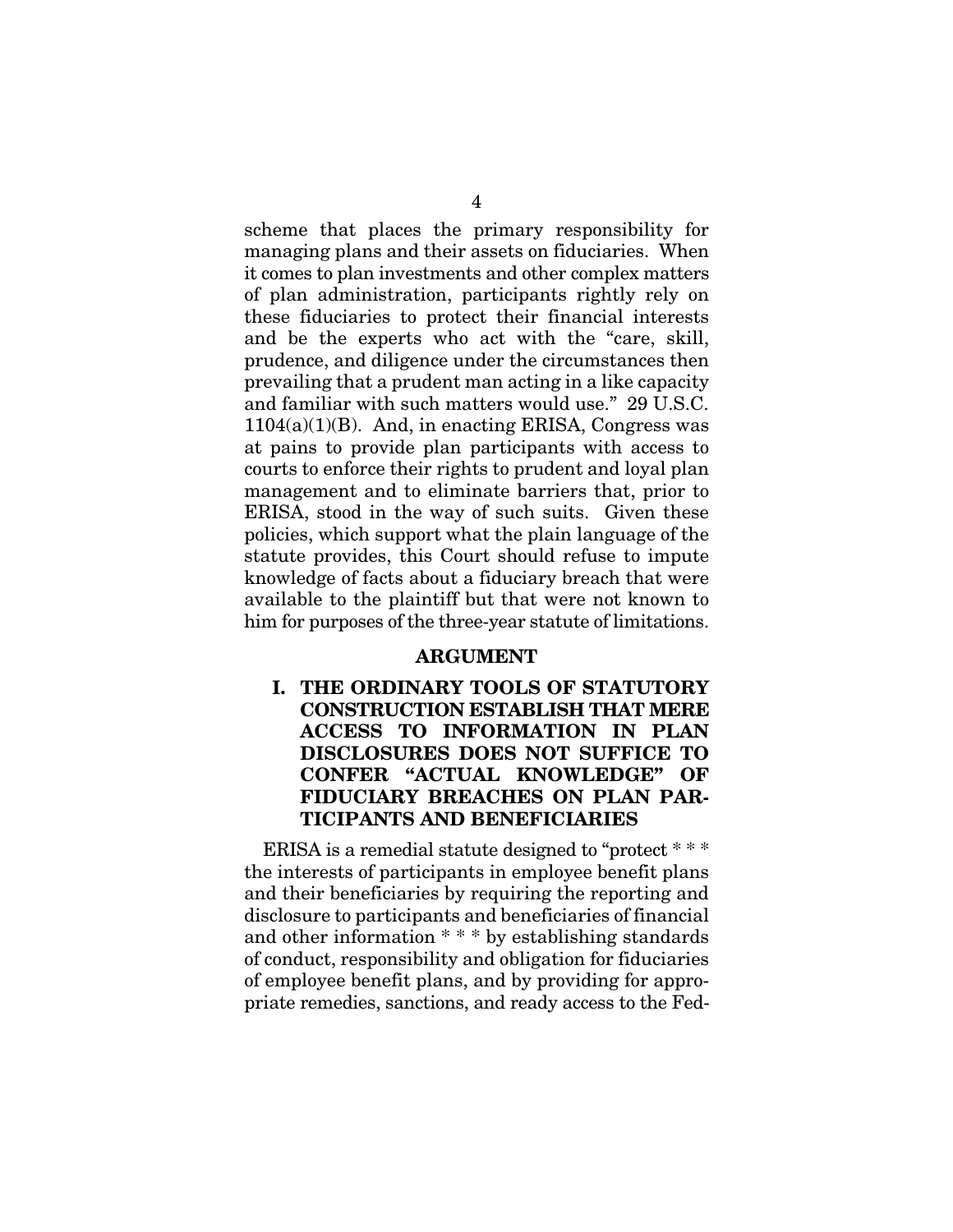scheme that places the primary responsibility for managing plans and their assets on fiduciaries. When it comes to plan investments and other complex matters of plan administration, participants rightly rely on these fiduciaries to protect their financial interests and be the experts who act with the "care, skill, prudence, and diligence under the circumstances then prevailing that a prudent man acting in a like capacity and familiar with such matters would use." 29 U.S.C. 1104(a)(1)(B). And, in enacting ERISA, Congress was at pains to provide plan participants with access to courts to enforce their rights to prudent and loyal plan management and to eliminate barriers that, prior to ERISA, stood in the way of such suits. Given these policies, which support what the plain language of the statute provides, this Court should refuse to impute knowledge of facts about a fiduciary breach that were available to the plaintiff but that were not known to him for purposes of the three-year statute of limitations.

## ARGUMENT

### I. THE ORDINARY TOOLS OF STATUTORY CONSTRUCTION ESTABLISH THAT MERE ACCESS TO INFORMATION IN PLAN DISCLOSURES DOES NOT SUFFICE TO CONFER "ACTUAL KNOWLEDGE" OF FIDUCIARY BREACHES ON PLAN PARTICIPANTS AND BENEFICIARIES

ERISA is a remedial statute designed to "protect * * * the interests of participants in employee benefit plans and their beneficiaries by requiring the reporting and disclosure to participants and beneficiaries of financial and other information * * * by establishing standards of conduct, responsibility and obligation for fiduciaries of employee benefit plans, and by providing for appropriate remedies, sanctions, and ready access to the Fed-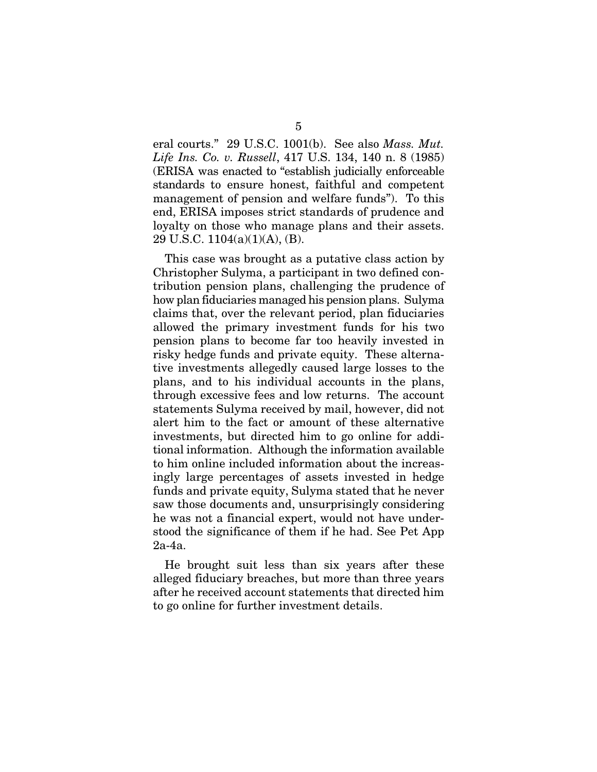eral courts." 29 U.S.C. 1001(b). See also *Mass. Mut. Life Ins. Co. v. Russell*, 417 U.S. 134, 140 n. 8 (1985) (ERISA was enacted to "establish judicially enforceable standards to ensure honest, faithful and competent management of pension and welfare funds"). To this end, ERISA imposes strict standards of prudence and loyalty on those who manage plans and their assets. 29 U.S.C. 1104(a)(1)(A), (B).

This case was brought as a putative class action by Christopher Sulyma, a participant in two defined contribution pension plans, challenging the prudence of how plan fiduciaries managed his pension plans. Sulyma claims that, over the relevant period, plan fiduciaries allowed the primary investment funds for his two pension plans to become far too heavily invested in risky hedge funds and private equity. These alternative investments allegedly caused large losses to the plans, and to his individual accounts in the plans, through excessive fees and low returns. The account statements Sulyma received by mail, however, did not alert him to the fact or amount of these alternative investments, but directed him to go online for additional information. Although the information available to him online included information about the increasingly large percentages of assets invested in hedge funds and private equity, Sulyma stated that he never saw those documents and, unsurprisingly considering he was not a financial expert, would not have understood the significance of them if he had. See Pet App 2a-4a.

He brought suit less than six years after these alleged fiduciary breaches, but more than three years after he received account statements that directed him to go online for further investment details.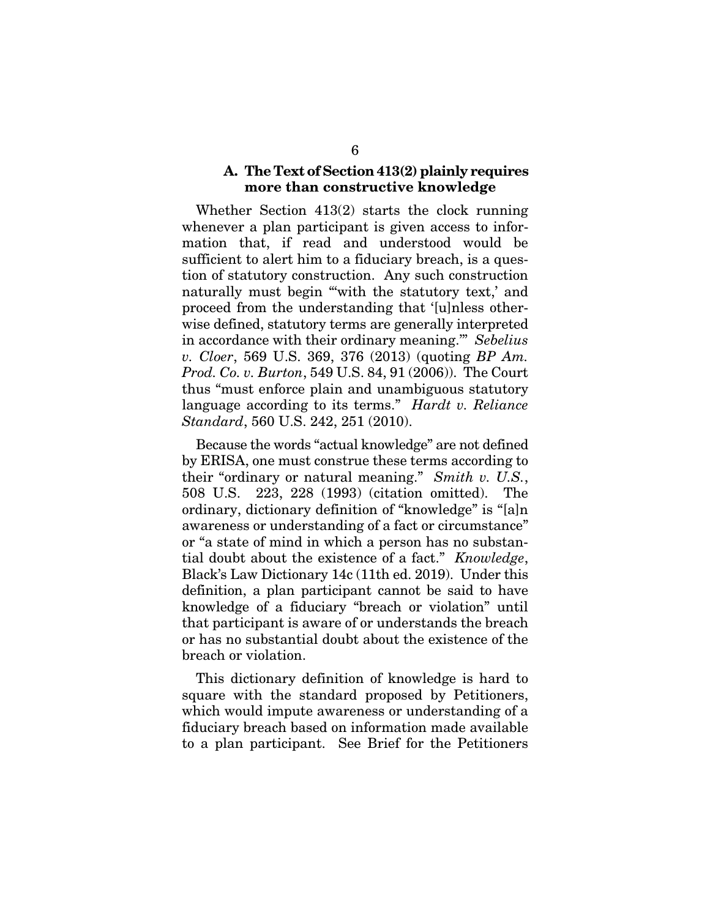### A. The Text of Section 413(2) plainly requires more than constructive knowledge

Whether Section 413(2) starts the clock running whenever a plan participant is given access to information that, if read and understood would be sufficient to alert him to a fiduciary breach, is a question of statutory construction. Any such construction naturally must begin "'with the statutory text,' and proceed from the understanding that '[u]nless otherwise defined, statutory terms are generally interpreted in accordance with their ordinary meaning.'" *Sebelius v. Cloer*, 569 U.S. 369, 376 (2013) (quoting *BP Am. Prod. Co. v. Burton*, 549 U.S. 84, 91 (2006)). The Court thus "must enforce plain and unambiguous statutory language according to its terms." *Hardt v. Reliance Standard*, 560 U.S. 242, 251 (2010).

Because the words "actual knowledge" are not defined by ERISA, one must construe these terms according to their "ordinary or natural meaning." *Smith v. U.S.*, 508 U.S. 223, 228 (1993) (citation omitted). The ordinary, dictionary definition of "knowledge" is "[a]n awareness or understanding of a fact or circumstance" or "a state of mind in which a person has no substantial doubt about the existence of a fact." *Knowledge*, Black's Law Dictionary 14c (11th ed. 2019). Under this definition, a plan participant cannot be said to have knowledge of a fiduciary "breach or violation" until that participant is aware of or understands the breach or has no substantial doubt about the existence of the breach or violation.

This dictionary definition of knowledge is hard to square with the standard proposed by Petitioners, which would impute awareness or understanding of a fiduciary breach based on information made available to a plan participant. See Brief for the Petitioners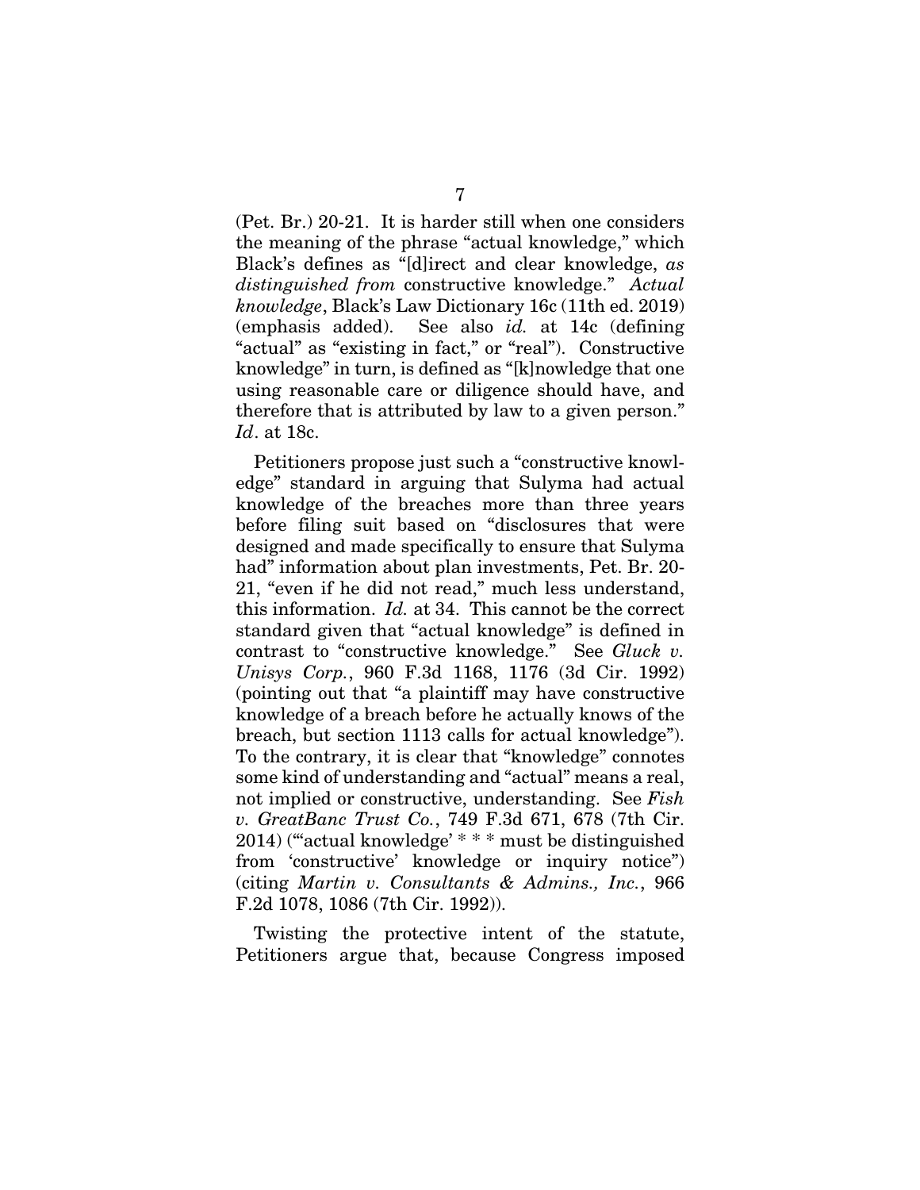(Pet. Br.) 20-21. It is harder still when one considers the meaning of the phrase "actual knowledge," which Black's defines as "[d]irect and clear knowledge, *as distinguished from* constructive knowledge." *Actual knowledge*, Black's Law Dictionary 16c (11th ed. 2019) (emphasis added). See also *id.* at 14c (defining "actual" as "existing in fact," or "real"). Constructive knowledge" in turn, is defined as "[k]nowledge that one using reasonable care or diligence should have, and therefore that is attributed by law to a given person." *Id*. at 18c.

Petitioners propose just such a "constructive knowledge" standard in arguing that Sulyma had actual knowledge of the breaches more than three years before filing suit based on "disclosures that were designed and made specifically to ensure that Sulyma had" information about plan investments, Pet. Br. 20-21, "even if he did not read," much less understand, this information. *Id.* at 34. This cannot be the correct standard given that "actual knowledge" is defined in contrast to "constructive knowledge." See *Gluck v. Unisys Corp.*, 960 F.3d 1168, 1176 (3d Cir. 1992) (pointing out that "a plaintiff may have constructive knowledge of a breach before he actually knows of the breach, but section 1113 calls for actual knowledge"). To the contrary, it is clear that "knowledge" connotes some kind of understanding and "actual" means a real, not implied or constructive, understanding. See *Fish v. GreatBanc Trust Co.*, 749 F.3d 671, 678 (7th Cir. 2014) ("'actual knowledge' * * * must be distinguished from 'constructive' knowledge or inquiry notice") (citing *Martin v. Consultants & Admins., Inc.*, 966 F.2d 1078, 1086 (7th Cir. 1992)).

Twisting the protective intent of the statute, Petitioners argue that, because Congress imposed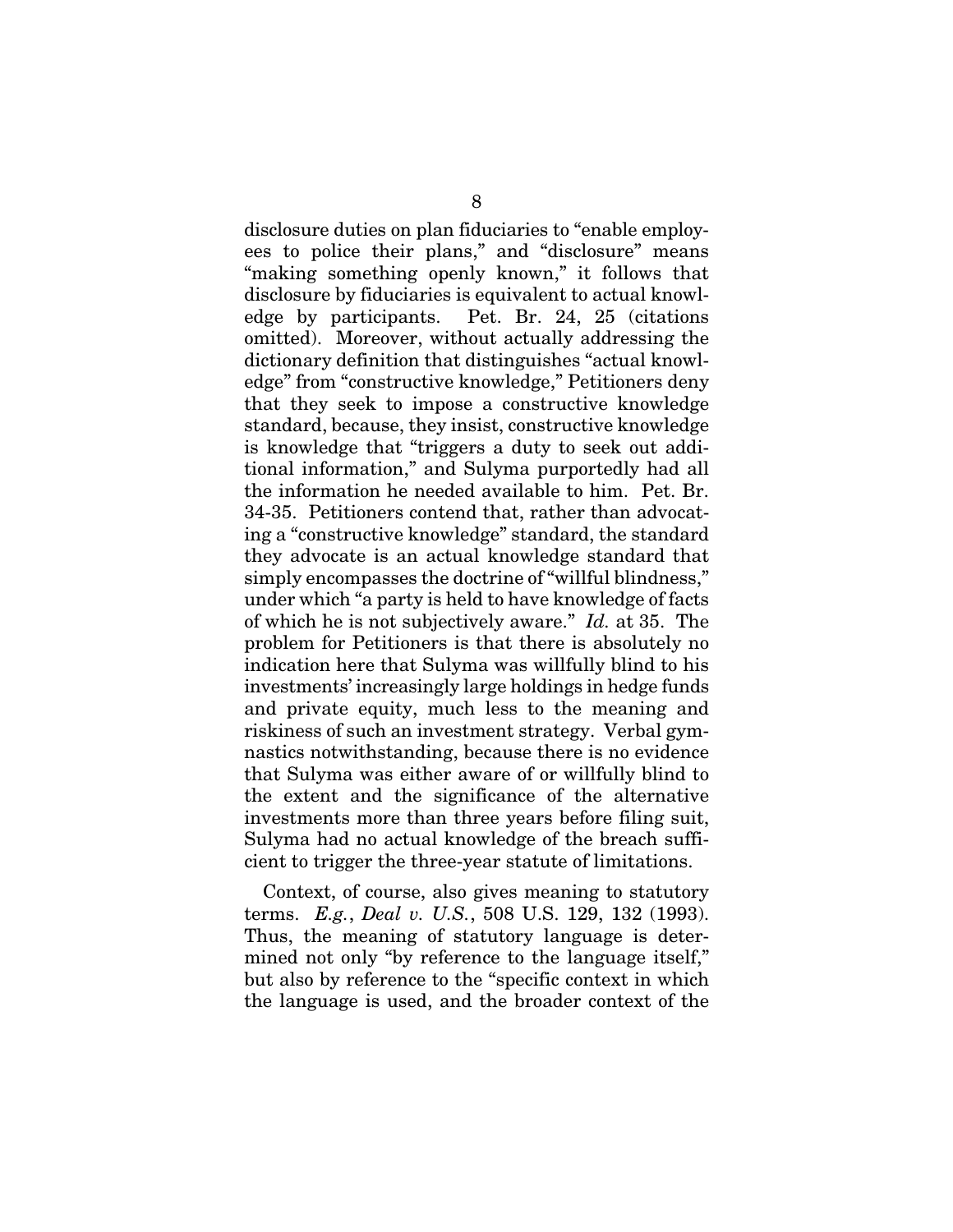disclosure duties on plan fiduciaries to "enable employees to police their plans," and "disclosure" means "making something openly known," it follows that disclosure by fiduciaries is equivalent to actual knowledge by participants. Pet. Br. 24, 25 (citations omitted). Moreover, without actually addressing the dictionary definition that distinguishes "actual knowledge" from "constructive knowledge," Petitioners deny that they seek to impose a constructive knowledge standard, because, they insist, constructive knowledge is knowledge that "triggers a duty to seek out additional information," and Sulyma purportedly had all the information he needed available to him. Pet. Br. 34-35. Petitioners contend that, rather than advocating a "constructive knowledge" standard, the standard they advocate is an actual knowledge standard that simply encompasses the doctrine of "willful blindness," under which "a party is held to have knowledge of facts of which he is not subjectively aware." *Id.* at 35. The problem for Petitioners is that there is absolutely no indication here that Sulyma was willfully blind to his investments' increasingly large holdings in hedge funds and private equity, much less to the meaning and riskiness of such an investment strategy. Verbal gymnastics notwithstanding, because there is no evidence that Sulyma was either aware of or willfully blind to the extent and the significance of the alternative investments more than three years before filing suit, Sulyma had no actual knowledge of the breach sufficient to trigger the three-year statute of limitations.

Context, of course, also gives meaning to statutory terms. *E.g.*, *Deal v. U.S.*, 508 U.S. 129, 132 (1993). Thus, the meaning of statutory language is determined not only "by reference to the language itself," but also by reference to the "specific context in which the language is used, and the broader context of the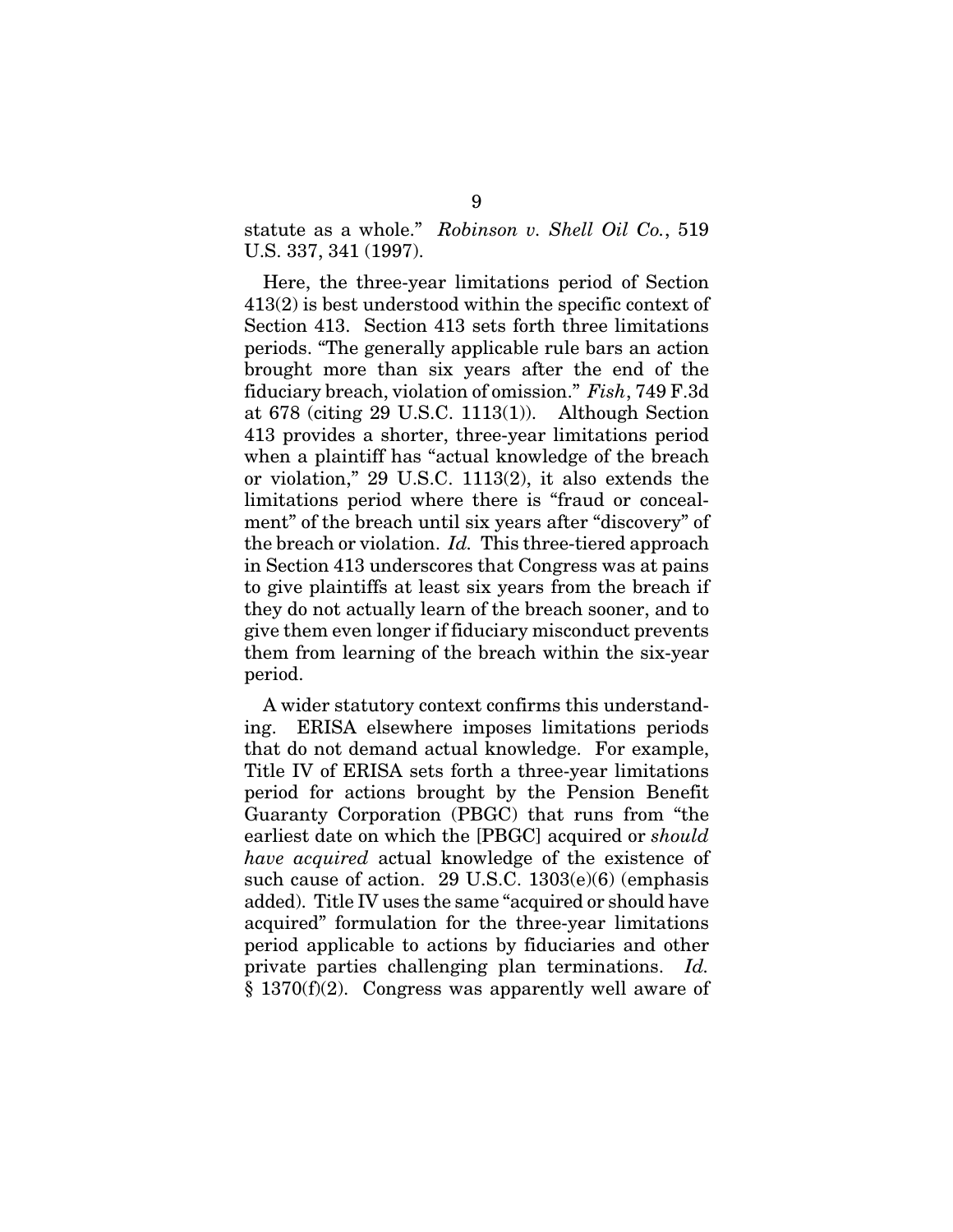statute as a whole." *Robinson v. Shell Oil Co.*, 519 U.S. 337, 341 (1997).

Here, the three-year limitations period of Section 413(2) is best understood within the specific context of Section 413. Section 413 sets forth three limitations periods. "The generally applicable rule bars an action brought more than six years after the end of the fiduciary breach, violation of omission." *Fish*, 749 F.3d at 678 (citing 29 U.S.C. 1113(1)). Although Section 413 provides a shorter, three-year limitations period when a plaintiff has "actual knowledge of the breach or violation," 29 U.S.C. 1113(2), it also extends the limitations period where there is "fraud or concealment" of the breach until six years after "discovery" of the breach or violation. *Id.* This three-tiered approach in Section 413 underscores that Congress was at pains to give plaintiffs at least six years from the breach if they do not actually learn of the breach sooner, and to give them even longer if fiduciary misconduct prevents them from learning of the breach within the six-year period.

A wider statutory context confirms this understanding. ERISA elsewhere imposes limitations periods that do not demand actual knowledge. For example, Title IV of ERISA sets forth a three-year limitations period for actions brought by the Pension Benefit Guaranty Corporation (PBGC) that runs from "the earliest date on which the [PBGC] acquired or *should have acquired* actual knowledge of the existence of such cause of action. 29 U.S.C. 1303(e)(6) (emphasis added). Title IV uses the same "acquired or should have acquired" formulation for the three-year limitations period applicable to actions by fiduciaries and other private parties challenging plan terminations. *Id.* § 1370(f)(2). Congress was apparently well aware of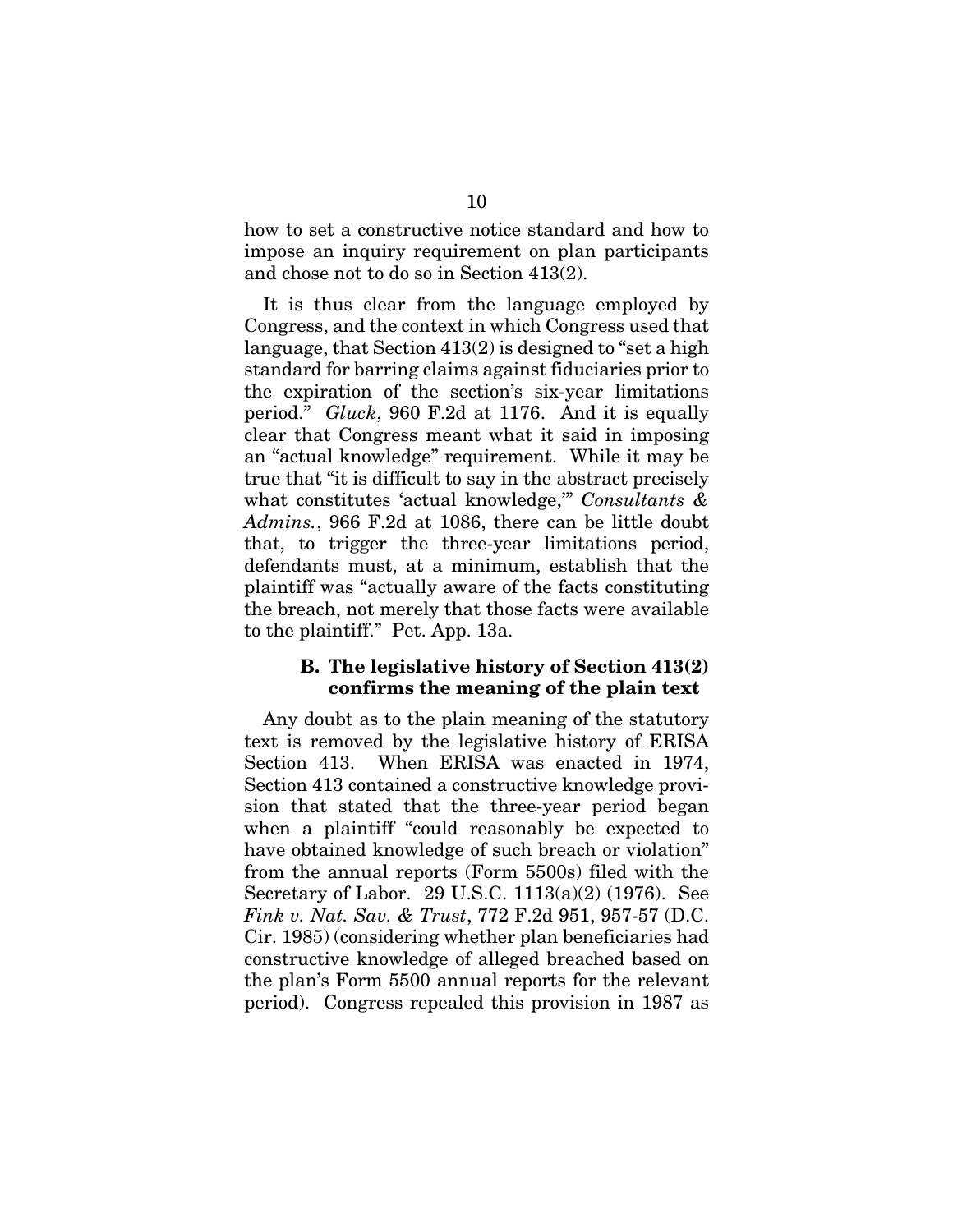how to set a constructive notice standard and how to impose an inquiry requirement on plan participants and chose not to do so in Section 413(2).

It is thus clear from the language employed by Congress, and the context in which Congress used that language, that Section 413(2) is designed to "set a high standard for barring claims against fiduciaries prior to the expiration of the section's six-year limitations period." *Gluck*, 960 F.2d at 1176. And it is equally clear that Congress meant what it said in imposing an "actual knowledge" requirement. While it may be true that "it is difficult to say in the abstract precisely what constitutes 'actual knowledge,'" *Consultants & Admins.*, 966 F.2d at 1086, there can be little doubt that, to trigger the three-year limitations period, defendants must, at a minimum, establish that the plaintiff was "actually aware of the facts constituting the breach, not merely that those facts were available to the plaintiff." Pet. App. 13a.

### B. The legislative history of Section 413(2) confirms the meaning of the plain text

Any doubt as to the plain meaning of the statutory text is removed by the legislative history of ERISA Section 413. When ERISA was enacted in 1974, Section 413 contained a constructive knowledge provision that stated that the three-year period began when a plaintiff "could reasonably be expected to have obtained knowledge of such breach or violation" from the annual reports (Form 5500s) filed with the Secretary of Labor. 29 U.S.C. 1113(a)(2) (1976). See *Fink v. Nat. Sav. & Trust*, 772 F.2d 951, 957-57 (D.C. Cir. 1985) (considering whether plan beneficiaries had constructive knowledge of alleged breached based on the plan's Form 5500 annual reports for the relevant period). Congress repealed this provision in 1987 as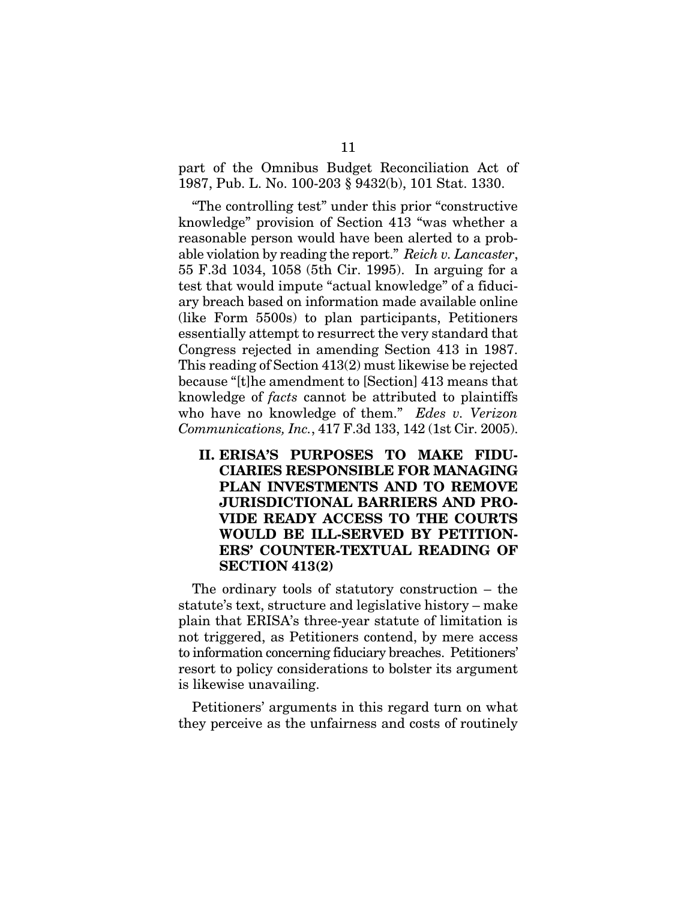part of the Omnibus Budget Reconciliation Act of 1987, Pub. L. No. 100-203 § 9432(b), 101 Stat. 1330.

"The controlling test" under this prior "constructive knowledge" provision of Section 413 "was whether a reasonable person would have been alerted to a probable violation by reading the report." *Reich v. Lancaster*, 55 F.3d 1034, 1058 (5th Cir. 1995). In arguing for a test that would impute "actual knowledge" of a fiduciary breach based on information made available online (like Form 5500s) to plan participants, Petitioners essentially attempt to resurrect the very standard that Congress rejected in amending Section 413 in 1987. This reading of Section 413(2) must likewise be rejected because "[t]he amendment to [Section] 413 means that knowledge of *facts* cannot be attributed to plaintiffs who have no knowledge of them." *Edes v. Verizon Communications, Inc.*, 417 F.3d 133, 142 (1st Cir. 2005).

## II. ERISA'S PURPOSES TO MAKE FIDUCIARIES RESPONSIBLE FOR MANAGING PLAN INVESTMENTS AND TO REMOVE JURISDICTIONAL BARRIERS AND PROVIDE READY ACCESS TO THE COURTS WOULD BE ILL-SERVED BY PETITIONERS' COUNTER-TEXTUAL READING OF SECTION 413(2)

The ordinary tools of statutory construction – the statute's text, structure and legislative history – make plain that ERISA's three-year statute of limitation is not triggered, as Petitioners contend, by mere access to information concerning fiduciary breaches. Petitioners' resort to policy considerations to bolster its argument is likewise unavailing.

Petitioners' arguments in this regard turn on what they perceive as the unfairness and costs of routinely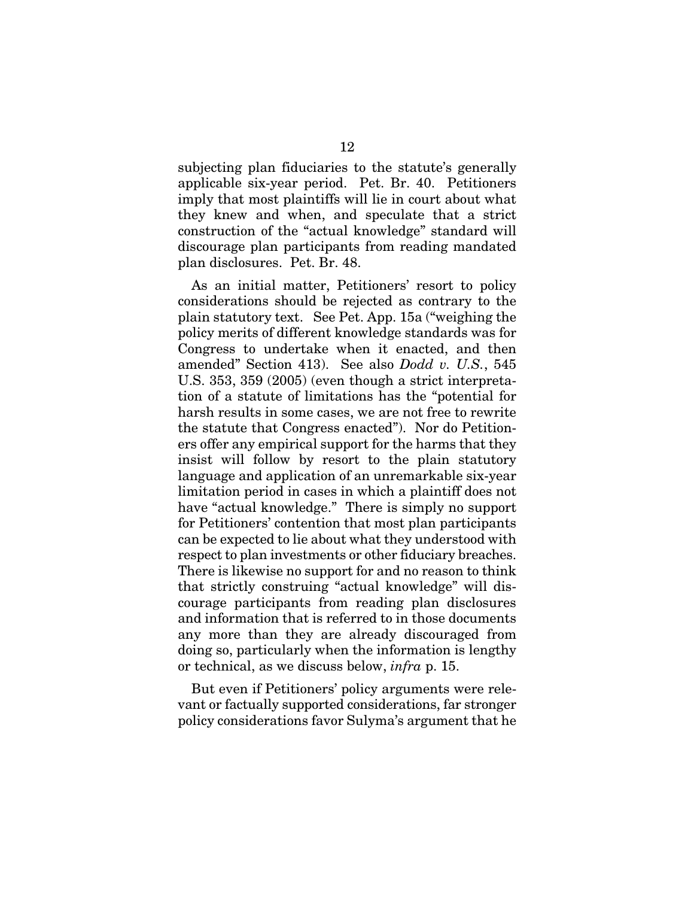subjecting plan fiduciaries to the statute's generally applicable six-year period. Pet. Br. 40. Petitioners imply that most plaintiffs will lie in court about what they knew and when, and speculate that a strict construction of the "actual knowledge" standard will discourage plan participants from reading mandated plan disclosures. Pet. Br. 48.

As an initial matter, Petitioners' resort to policy considerations should be rejected as contrary to the plain statutory text. See Pet. App. 15a ("weighing the policy merits of different knowledge standards was for Congress to undertake when it enacted, and then amended" Section 413). See also *Dodd v. U.S.*, 545 U.S. 353, 359 (2005) (even though a strict interpretation of a statute of limitations has the "potential for harsh results in some cases, we are not free to rewrite the statute that Congress enacted"). Nor do Petitioners offer any empirical support for the harms that they insist will follow by resort to the plain statutory language and application of an unremarkable six-year limitation period in cases in which a plaintiff does not have "actual knowledge." There is simply no support for Petitioners' contention that most plan participants can be expected to lie about what they understood with respect to plan investments or other fiduciary breaches. There is likewise no support for and no reason to think that strictly construing "actual knowledge" will discourage participants from reading plan disclosures and information that is referred to in those documents any more than they are already discouraged from doing so, particularly when the information is lengthy or technical, as we discuss below, *infra* p. 15.

But even if Petitioners' policy arguments were relevant or factually supported considerations, far stronger policy considerations favor Sulyma's argument that he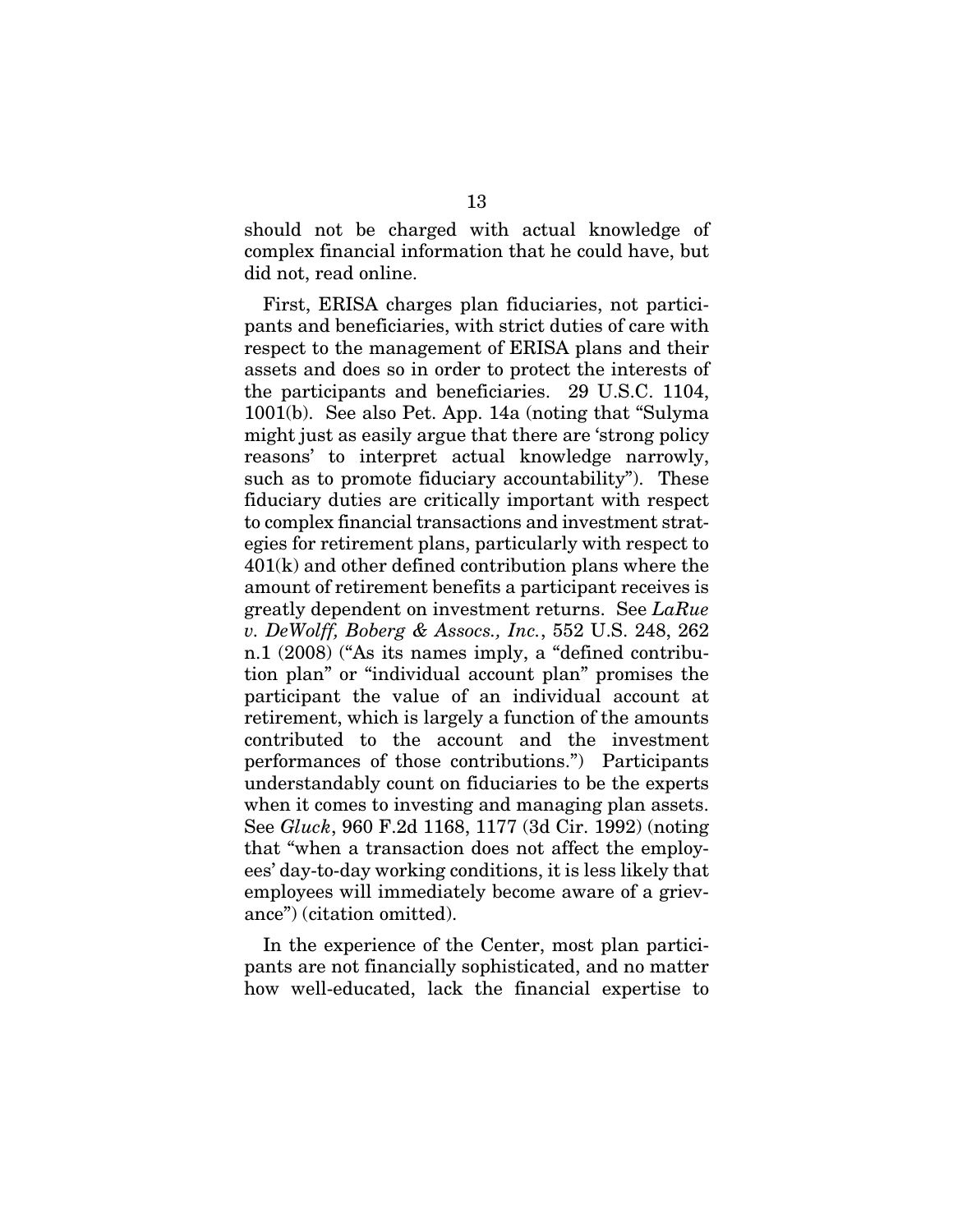should not be charged with actual knowledge of complex financial information that he could have, but did not, read online.

First, ERISA charges plan fiduciaries, not participants and beneficiaries, with strict duties of care with respect to the management of ERISA plans and their assets and does so in order to protect the interests of the participants and beneficiaries. 29 U.S.C. 1104, 1001(b). See also Pet. App. 14a (noting that "Sulyma might just as easily argue that there are 'strong policy reasons' to interpret actual knowledge narrowly, such as to promote fiduciary accountability"). These fiduciary duties are critically important with respect to complex financial transactions and investment strategies for retirement plans, particularly with respect to 401(k) and other defined contribution plans where the amount of retirement benefits a participant receives is greatly dependent on investment returns. See *LaRue v. DeWolff, Boberg & Assocs., Inc.*, 552 U.S. 248, 262 n.1 (2008) ("As its names imply, a "defined contribution plan" or "individual account plan" promises the participant the value of an individual account at retirement, which is largely a function of the amounts contributed to the account and the investment performances of those contributions.") Participants understandably count on fiduciaries to be the experts when it comes to investing and managing plan assets. See *Gluck*, 960 F.2d 1168, 1177 (3d Cir. 1992) (noting that "when a transaction does not affect the employees' day-to-day working conditions, it is less likely that employees will immediately become aware of a grievance") (citation omitted).

In the experience of the Center, most plan participants are not financially sophisticated, and no matter how well-educated, lack the financial expertise to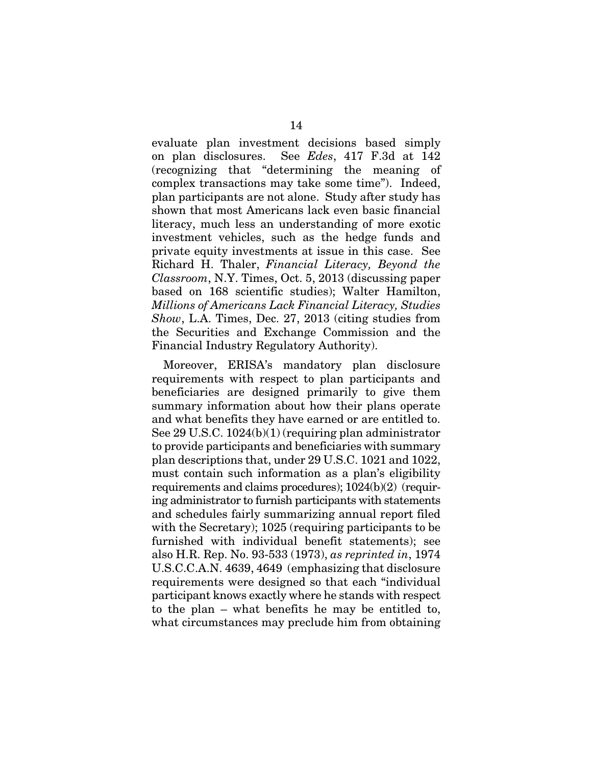evaluate plan investment decisions based simply on plan disclosures. See *Edes*, 417 F.3d at 142 (recognizing that "determining the meaning of complex transactions may take some time"). Indeed, plan participants are not alone. Study after study has shown that most Americans lack even basic financial literacy, much less an understanding of more exotic investment vehicles, such as the hedge funds and private equity investments at issue in this case. See Richard H. Thaler, *Financial Literacy, Beyond the Classroom*, N.Y. Times, Oct. 5, 2013 (discussing paper based on 168 scientific studies); Walter Hamilton, *Millions of Americans Lack Financial Literacy, Studies Show*, L.A. Times, Dec. 27, 2013 (citing studies from the Securities and Exchange Commission and the Financial Industry Regulatory Authority).

Moreover, ERISA's mandatory plan disclosure requirements with respect to plan participants and beneficiaries are designed primarily to give them summary information about how their plans operate and what benefits they have earned or are entitled to. See 29 U.S.C. 1024(b)(1) (requiring plan administrator to provide participants and beneficiaries with summary plan descriptions that, under 29 U.S.C. 1021 and 1022, must contain such information as a plan's eligibility requirements and claims procedures); 1024(b)(2) (requiring administrator to furnish participants with statements and schedules fairly summarizing annual report filed with the Secretary); 1025 (requiring participants to be furnished with individual benefit statements); see also H.R. Rep. No. 93-533 (1973), *as reprinted in*, 1974 U.S.C.C.A.N. 4639, 4649 (emphasizing that disclosure requirements were designed so that each "individual participant knows exactly where he stands with respect to the plan – what benefits he may be entitled to, what circumstances may preclude him from obtaining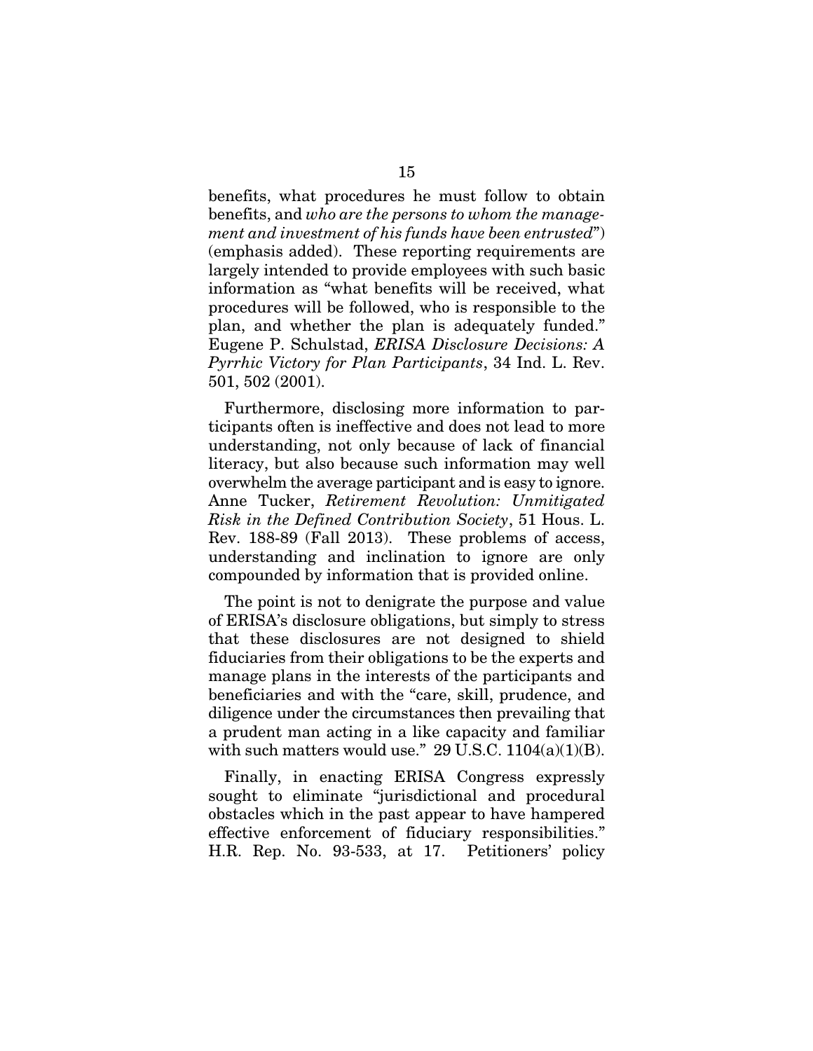benefits, what procedures he must follow to obtain benefits, and *who are the persons to whom the management and investment of his funds have been entrusted*") (emphasis added). These reporting requirements are largely intended to provide employees with such basic information as "what benefits will be received, what procedures will be followed, who is responsible to the plan, and whether the plan is adequately funded." Eugene P. Schulstad, *ERISA Disclosure Decisions: A Pyrrhic Victory for Plan Participants*, 34 Ind. L. Rev. 501, 502 (2001).

Furthermore, disclosing more information to participants often is ineffective and does not lead to more understanding, not only because of lack of financial literacy, but also because such information may well overwhelm the average participant and is easy to ignore. Anne Tucker, *Retirement Revolution: Unmitigated Risk in the Defined Contribution Society*, 51 Hous. L. Rev. 188-89 (Fall 2013). These problems of access, understanding and inclination to ignore are only compounded by information that is provided online.

The point is not to denigrate the purpose and value of ERISA's disclosure obligations, but simply to stress that these disclosures are not designed to shield fiduciaries from their obligations to be the experts and manage plans in the interests of the participants and beneficiaries and with the "care, skill, prudence, and diligence under the circumstances then prevailing that a prudent man acting in a like capacity and familiar with such matters would use." 29 U.S.C. 1104(a)(1)(B).

Finally, in enacting ERISA Congress expressly sought to eliminate "jurisdictional and procedural obstacles which in the past appear to have hampered effective enforcement of fiduciary responsibilities." H.R. Rep. No. 93-533, at 17. Petitioners' policy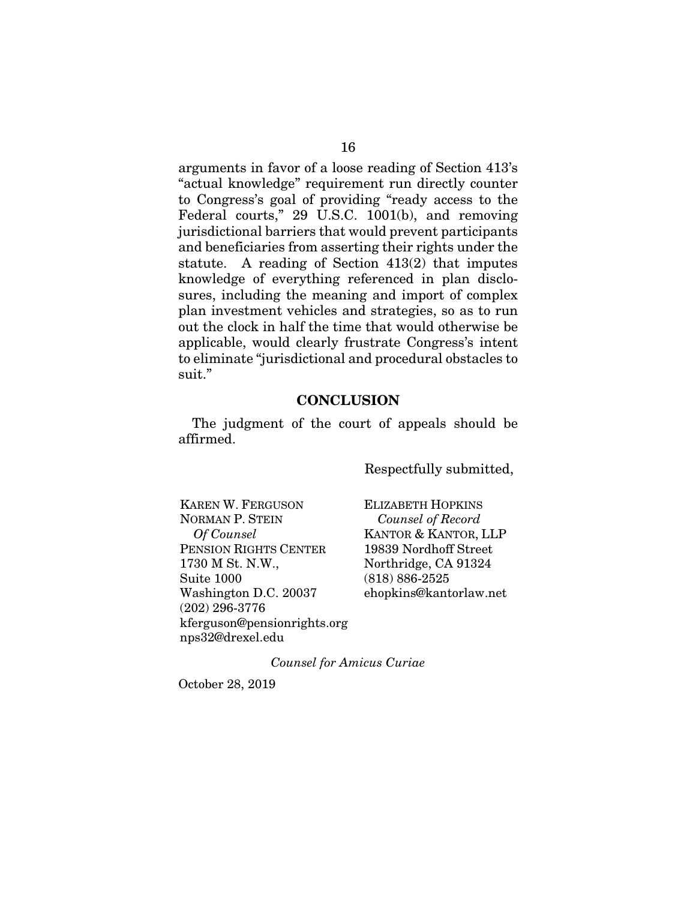arguments in favor of a loose reading of Section 413's "actual knowledge" requirement run directly counter to Congress's goal of providing "ready access to the Federal courts," 29 U.S.C. 1001(b), and removing jurisdictional barriers that would prevent participants and beneficiaries from asserting their rights under the statute. A reading of Section 413(2) that imputes knowledge of everything referenced in plan disclosures, including the meaning and import of complex plan investment vehicles and strategies, so as to run out the clock in half the time that would otherwise be applicable, would clearly frustrate Congress's intent to eliminate "jurisdictional and procedural obstacles to suit."

## CONCLUSION

The judgment of the court of appeals should be affirmed.

Respectfully submitted,

ELIZABETH HOPKINS
*Counsel of Record*
KANTOR & KANTOR, LLP
19839 Nordhoff Street
Northridge, CA 91324
(818) 886-2525
ehopkins@kantorlaw.net

KAREN W. FERGUSON
NORMAN P. STEIN
*Of Counsel*
PENSION RIGHTS CENTER
1730 M St. N.W.,
Suite 1000
Washington D.C. 20037
(202) 296-3776
kferguson@pensionrights.org
nps32@drexel.edu

*Counsel for Amicus Curiae*

October 28, 2019